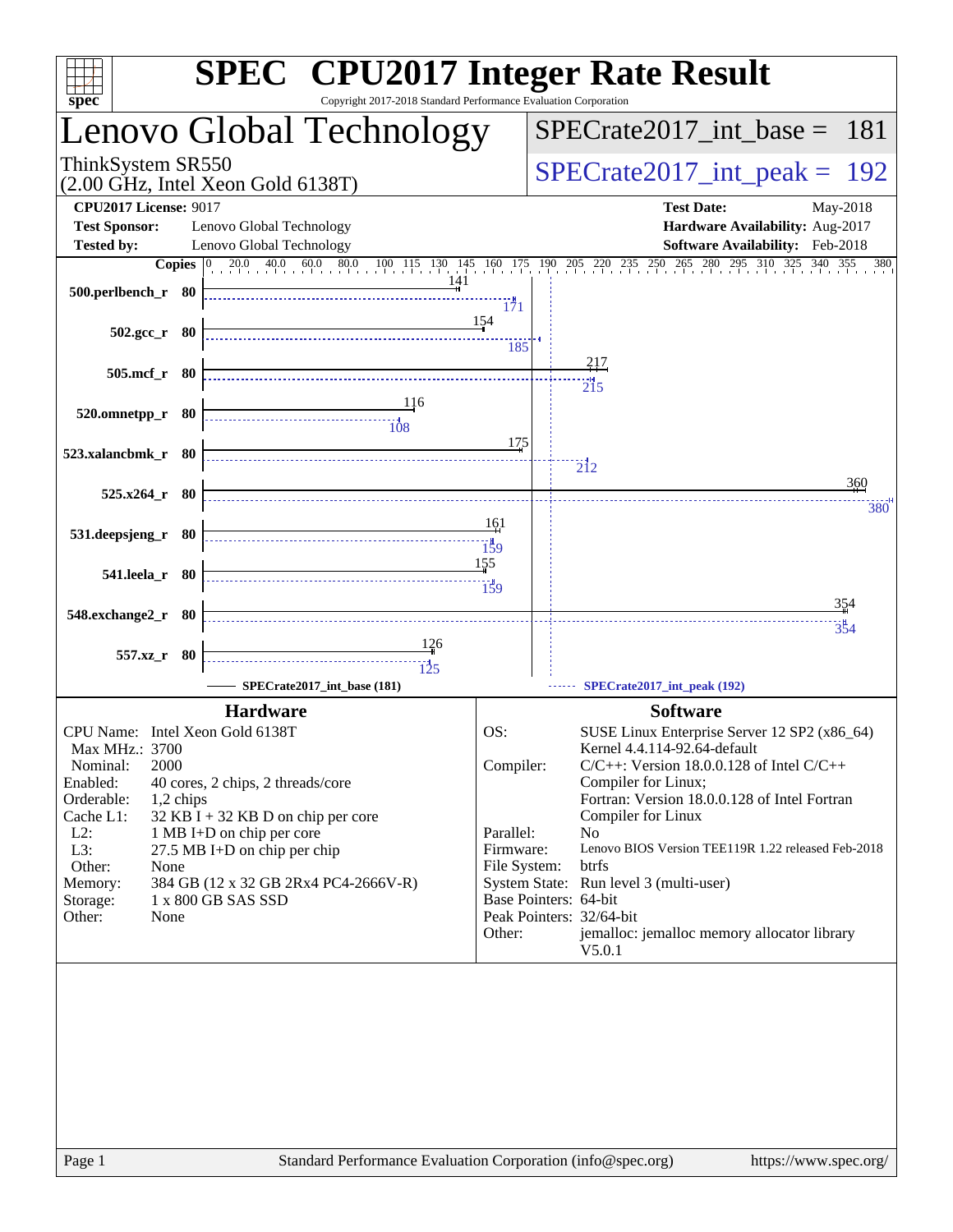# SPEC CPU2017 Integer Rate Result

Copyright 2017-2018 Standard Performance Evaluation Corporation

## Lenovo Global Technology

ThinkSystem SR550
(2.00 GHz, Intel Xeon Gold 6138T)

SPECrate2017_int_base = 181

SPECrate2017_int_peak = 192

**CPU2017 License:** 9017
**Test Sponsor:** Lenovo Global Technology
**Tested by:** Lenovo Global Technology

**Test Date:** May-2018
**Hardware Availability:** Aug-2017
**Software Availability:** Feb-2018

| Benchmark | Copies | Base | Peak |
|---|---|---|---|
| 500.perlbench_r | 80 | 141 | 171 |
| 502.gcc_r | 80 | 154 | 185 |
| 505.mcf_r | 80 | 217 | 215 |
| 520.omnetpp_r | 80 | 116 | 108 |
| 523.xalancbmk_r | 80 | 175 | 212 |
| 525.x264_r | 80 | 360 | 380 |
| 531.deepsjeng_r | 80 | 161 | 159 |
| 541.leela_r | 80 | 155 | 159 |
| 548.exchange2_r | 80 | 354 | 354 |
| 557.xz_r | 80 | 126 | 125 |

SPECrate2017_int_base (181) ------ SPECrate2017_int_peak (192)

### Hardware

| | |
|---|---|
| CPU Name: | Intel Xeon Gold 6138T |
| Max MHz.: | 3700 |
| Nominal: | 2000 |
| Enabled: | 40 cores, 2 chips, 2 threads/core |
| Orderable: | 1,2 chips |
| Cache L1: | 32 KB I + 32 KB D on chip per core |
| L2: | 1 MB I+D on chip per core |
| L3: | 27.5 MB I+D on chip per chip |
| Other: | None |
| Memory: | 384 GB (12 x 32 GB 2Rx4 PC4-2666V-R) |
| Storage: | 1 x 800 GB SAS SSD |
| Other: | None |

### Software

| | |
|---|---|
| OS: | SUSE Linux Enterprise Server 12 SP2 (x86_64) Kernel 4.4.114-92.64-default |
| Compiler: | C/C++: Version 18.0.0.128 of Intel C/C++ Compiler for Linux; Fortran: Version 18.0.0.128 of Intel Fortran Compiler for Linux |
| Parallel: | No |
| Firmware: | Lenovo BIOS Version TEE119R 1.22 released Feb-2018 |
| File System: | btrfs |
| System State: | Run level 3 (multi-user) |
| Base Pointers: | 64-bit |
| Peak Pointers: | 32/64-bit |
| Other: | jemalloc: jemalloc memory allocator library V5.0.1 |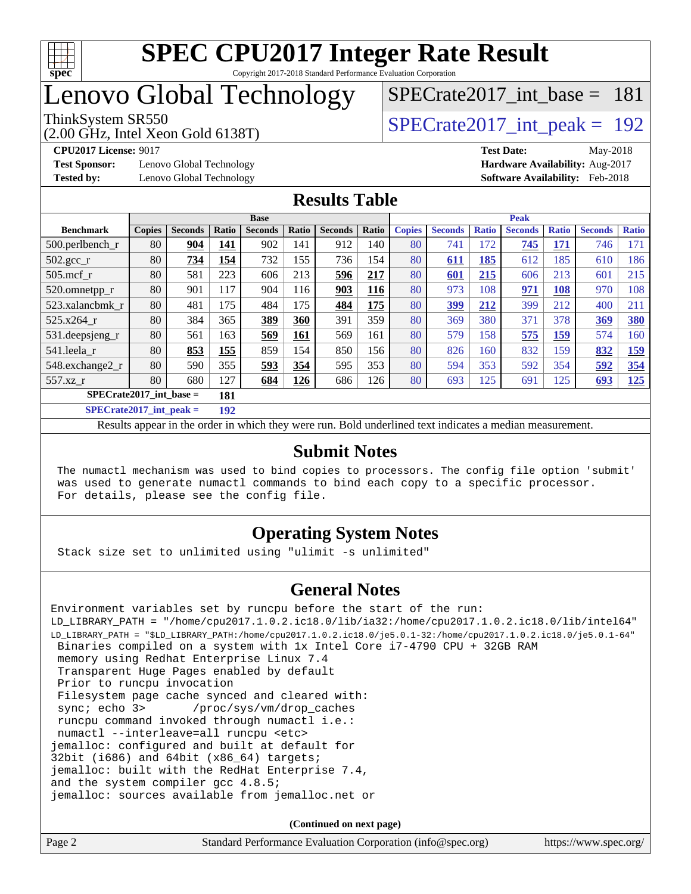# SPEC CPU2017 Integer Rate Result

Copyright 2017-2018 Standard Performance Evaluation Corporation

# Lenovo Global Technology

ThinkSystem SR550
(2.00 GHz, Intel Xeon Gold 6138T)

SPECrate2017_int_base = 181

SPECrate2017_int_peak = 192

**CPU2017 License:** 9017
**Test Sponsor:** Lenovo Global Technology
**Tested by:** Lenovo Global Technology

**Test Date:** May-2018
**Hardware Availability:** Aug-2017
**Software Availability:** Feb-2018

## Results Table

| Benchmark | Base | | | | | | | Peak | | | | | | |
|---|---|---|---|---|---|---|---|---|---|---|---|---|---|---|
| | Copies | Seconds | Ratio | Seconds | Ratio | Seconds | Ratio | Copies | Seconds | Ratio | Seconds | Ratio | Seconds | Ratio |
| 500.perlbench_r | 80 | **904** | **141** | 902 | 141 | 912 | 140 | 80 | 741 | 172 | **745** | **171** | 746 | 171 |
| 502.gcc_r | 80 | **734** | **154** | 732 | 155 | 736 | 154 | 80 | **611** | **185** | 612 | 185 | 610 | 186 |
| 505.mcf_r | 80 | 581 | 223 | 606 | 213 | **596** | **217** | 80 | **601** | **215** | 606 | 213 | 601 | 215 |
| 520.omnetpp_r | 80 | 901 | 117 | 904 | 116 | **903** | **116** | 80 | 973 | 108 | **971** | **108** | 970 | 108 |
| 523.xalancbmk_r | 80 | 481 | 175 | 484 | 175 | **484** | **175** | 80 | **399** | **212** | 399 | 212 | 400 | 211 |
| 525.x264_r | 80 | 384 | 365 | **389** | **360** | 391 | 359 | 80 | 369 | 380 | 371 | 378 | **369** | **380** |
| 531.deepsjeng_r | 80 | 561 | 163 | **569** | **161** | 569 | 161 | 80 | 579 | 158 | **575** | **159** | 574 | 160 |
| 541.leela_r | 80 | **853** | **155** | 859 | 154 | 850 | 156 | 80 | 826 | 160 | 832 | 159 | **832** | **159** |
| 548.exchange2_r | 80 | 590 | 355 | **593** | **354** | 595 | 353 | 80 | 594 | 353 | 592 | 354 | **592** | **354** |
| 557.xz_r | 80 | 680 | 127 | **684** | **126** | 686 | 126 | 80 | 693 | 125 | 691 | 125 | **693** | **125** |

**SPECrate2017_int_base = 181**

**SPECrate2017_int_peak = 192**

Results appear in the order in which they were run. Bold underlined text indicates a median measurement.

## Submit Notes

```
The numactl mechanism was used to bind copies to processors. The config file option 'submit'
was used to generate numactl commands to bind each copy to a specific processor.
For details, please see the config file.
```

## Operating System Notes

```
Stack size set to unlimited using "ulimit -s unlimited"
```

## General Notes

```
Environment variables set by runcpu before the start of the run:
LD_LIBRARY_PATH = "/home/cpu2017.1.0.2.ic18.0/lib/ia32:/home/cpu2017.1.0.2.ic18.0/lib/intel64"
LD_LIBRARY_PATH = "$LD_LIBRARY_PATH:/home/cpu2017.1.0.2.ic18.0/je5.0.1-32:/home/cpu2017.1.0.2.ic18.0/je5.0.1-64"
 Binaries compiled on a system with 1x Intel Core i7-4790 CPU + 32GB RAM
 memory using Redhat Enterprise Linux 7.4
 Transparent Huge Pages enabled by default
 Prior to runcpu invocation
 Filesystem page cache synced and cleared with:
 sync; echo 3>       /proc/sys/vm/drop_caches
 runcpu command invoked through numactl i.e.:
 numactl --interleave=all runcpu <etc>
jemalloc: configured and built at default for
32bit (i686) and 64bit (x86_64) targets;
jemalloc: built with the RedHat Enterprise 7.4,
and the system compiler gcc 4.8.5;
jemalloc: sources available from jemalloc.net or
```

**(Continued on next page)**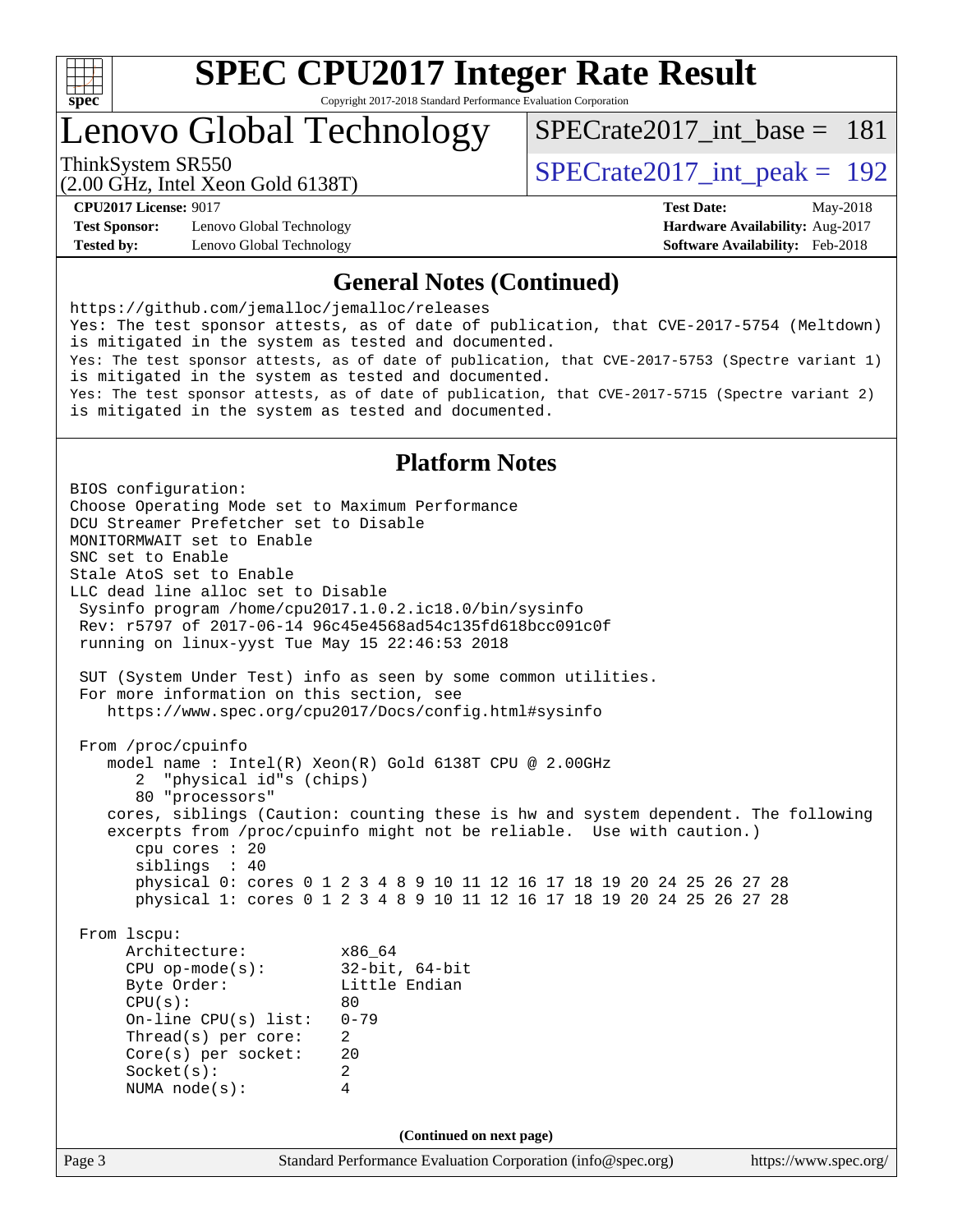## General Notes (Continued)

```
https://github.com/jemalloc/jemalloc/releases
Yes: The test sponsor attests, as of date of publication, that CVE-2017-5754 (Meltdown)
is mitigated in the system as tested and documented.
Yes: The test sponsor attests, as of date of publication, that CVE-2017-5753 (Spectre variant 1)
is mitigated in the system as tested and documented.
Yes: The test sponsor attests, as of date of publication, that CVE-2017-5715 (Spectre variant 2)
is mitigated in the system as tested and documented.
```

## Platform Notes

```
BIOS configuration:
Choose Operating Mode set to Maximum Performance
DCU Streamer Prefetcher set to Disable
MONITORMWAIT set to Enable
SNC set to Enable
Stale AtoS set to Enable
LLC dead line alloc set to Disable
 Sysinfo program /home/cpu2017.1.0.2.ic18.0/bin/sysinfo
 Rev: r5797 of 2017-06-14 96c45e4568ad54c135fd618bcc091c0f
 running on linux-yyst Tue May 15 22:46:53 2018

 SUT (System Under Test) info as seen by some common utilities.
 For more information on this section, see
    https://www.spec.org/cpu2017/Docs/config.html#sysinfo

 From /proc/cpuinfo
    model name : Intel(R) Xeon(R) Gold 6138T CPU @ 2.00GHz
       2  "physical id"s (chips)
       80 "processors"
    cores, siblings (Caution: counting these is hw and system dependent. The following
    excerpts from /proc/cpuinfo might not be reliable.  Use with caution.)
       cpu cores : 20
       siblings  : 40
       physical 0: cores 0 1 2 3 4 8 9 10 11 12 16 17 18 19 20 24 25 26 27 28
       physical 1: cores 0 1 2 3 4 8 9 10 11 12 16 17 18 19 20 24 25 26 27 28

 From lscpu:
      Architecture:          x86_64
      CPU op-mode(s):        32-bit, 64-bit
      Byte Order:            Little Endian
      CPU(s):                80
      On-line CPU(s) list:   0-79
      Thread(s) per core:    2
      Core(s) per socket:    20
      Socket(s):             2
      NUMA node(s):          4
```

(Continued on next page)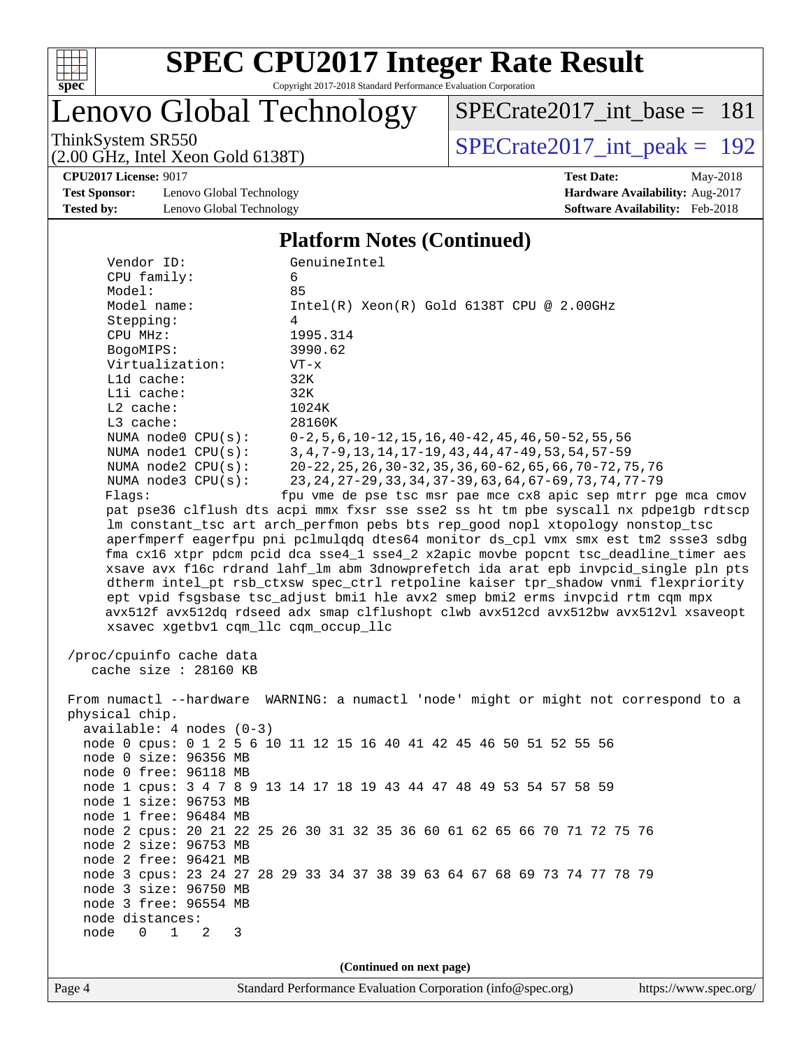## Platform Notes (Continued)

```
     Vendor ID:             GenuineIntel
     CPU family:            6
     Model:                 85
     Model name:            Intel(R) Xeon(R) Gold 6138T CPU @ 2.00GHz
     Stepping:              4
     CPU MHz:               1995.314
     BogoMIPS:              3990.62
     Virtualization:        VT-x
     L1d cache:             32K
     L1i cache:             32K
     L2 cache:              1024K
     L3 cache:              28160K
     NUMA node0 CPU(s):     0-2,5,6,10-12,15,16,40-42,45,46,50-52,55,56
     NUMA node1 CPU(s):     3,4,7-9,13,14,17-19,43,44,47-49,53,54,57-59
     NUMA node2 CPU(s):     20-22,25,26,30-32,35,36,60-62,65,66,70-72,75,76
     NUMA node3 CPU(s):     23,24,27-29,33,34,37-39,63,64,67-69,73,74,77-79
     Flags:                 fpu vme de pse tsc msr pae mce cx8 apic sep mtrr pge mca cmov
     pat pse36 clflush dts acpi mmx fxsr sse sse2 ss ht tm pbe syscall nx pdpe1gb rdtscp
     lm constant_tsc art arch_perfmon pebs bts rep_good nopl xtopology nonstop_tsc
     aperfmperf eagerfpu pni pclmulqdq dtes64 monitor ds_cpl vmx smx est tm2 ssse3 sdbg
     fma cx16 xtpr pdcm pcid dca sse4_1 sse4_2 x2apic movbe popcnt tsc_deadline_timer aes
     xsave avx f16c rdrand lahf_lm abm 3dnowprefetch ida arat epb invpcid_single pln pts
     dtherm intel_pt rsb_ctxsw spec_ctrl retpoline kaiser tpr_shadow vnmi flexpriority
     ept vpid fsgsbase tsc_adjust bmi1 hle avx2 smep bmi2 erms invpcid rtm cqm mpx
     avx512f avx512dq rdseed adx smap clflushopt clwb avx512cd avx512bw avx512vl xsaveopt
     xsavec xgetbv1 cqm_llc cqm_occup_llc

 /proc/cpuinfo cache data
    cache size : 28160 KB

 From numactl --hardware  WARNING: a numactl 'node' might or might not correspond to a
 physical chip.
   available: 4 nodes (0-3)
   node 0 cpus: 0 1 2 5 6 10 11 12 15 16 40 41 42 45 46 50 51 52 55 56
   node 0 size: 96356 MB
   node 0 free: 96118 MB
   node 1 cpus: 3 4 7 8 9 13 14 17 18 19 43 44 47 48 49 53 54 57 58 59
   node 1 size: 96753 MB
   node 1 free: 96484 MB
   node 2 cpus: 20 21 22 25 26 30 31 32 35 36 60 61 62 65 66 70 71 72 75 76
   node 2 size: 96753 MB
   node 2 free: 96421 MB
   node 3 cpus: 23 24 27 28 29 33 34 37 38 39 63 64 67 68 69 73 74 77 78 79
   node 3 size: 96750 MB
   node 3 free: 96554 MB
   node distances:
   node   0   1   2   3
```

(Continued on next page)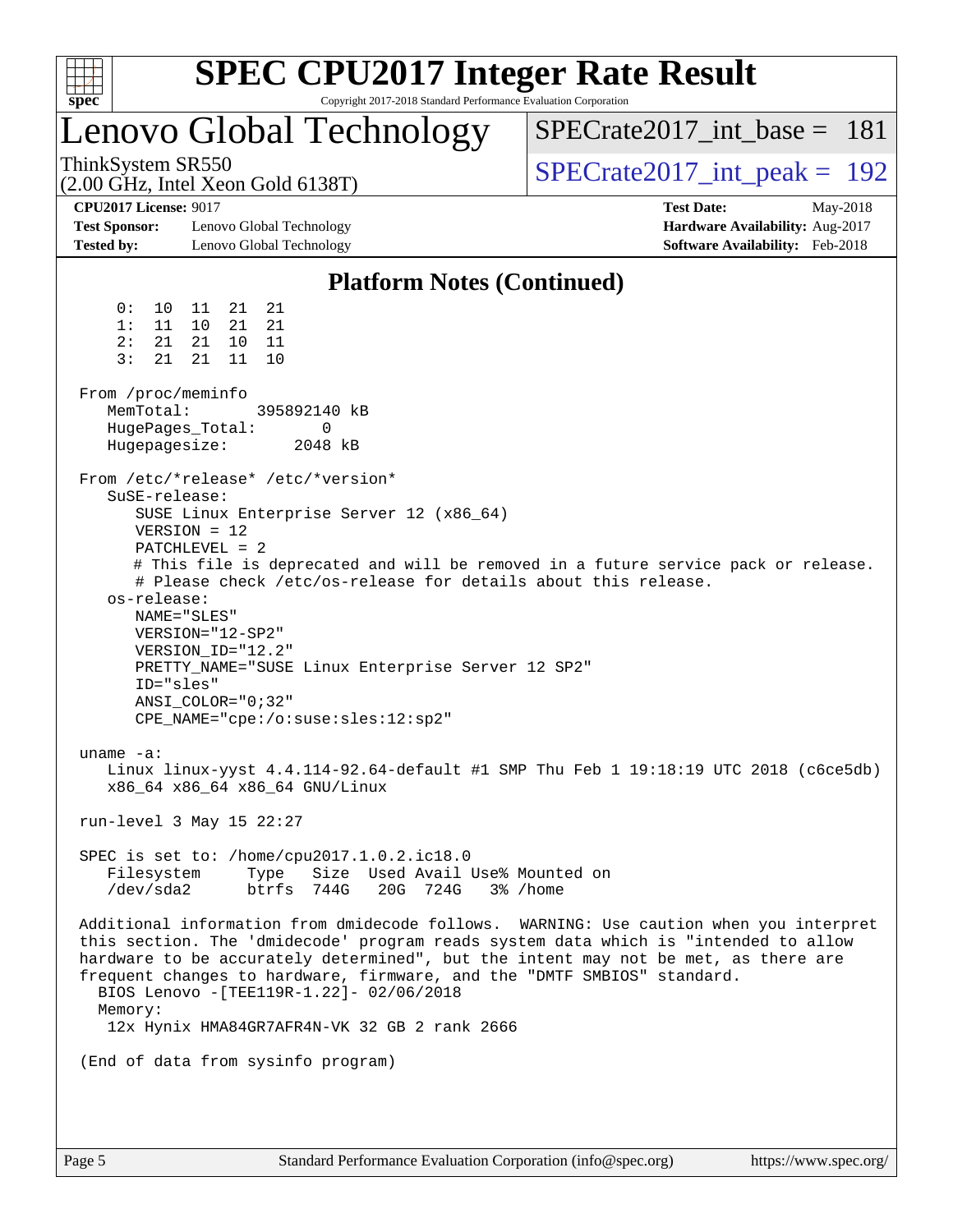## Platform Notes (Continued)

```
     0:  10  11  21  21
     1:  11  10  21  21
     2:  21  21  10  11
     3:  21  21  11  10

 From /proc/meminfo
    MemTotal:       395892140 kB
    HugePages_Total:       0
    Hugepagesize:       2048 kB

 From /etc/*release* /etc/*version*
    SuSE-release:
       SUSE Linux Enterprise Server 12 (x86_64)
       VERSION = 12
       PATCHLEVEL = 2
       # This file is deprecated and will be removed in a future service pack or release.
       # Please check /etc/os-release for details about this release.
    os-release:
       NAME="SLES"
       VERSION="12-SP2"
       VERSION_ID="12.2"
       PRETTY_NAME="SUSE Linux Enterprise Server 12 SP2"
       ID="sles"
       ANSI_COLOR="0;32"
       CPE_NAME="cpe:/o:suse:sles:12:sp2"

 uname -a:
    Linux linux-yyst 4.4.114-92.64-default #1 SMP Thu Feb 1 19:18:19 UTC 2018 (c6ce5db)
    x86_64 x86_64 x86_64 GNU/Linux

 run-level 3 May 15 22:27

 SPEC is set to: /home/cpu2017.1.0.2.ic18.0
    Filesystem     Type   Size  Used Avail Use% Mounted on
    /dev/sda2      btrfs  744G   20G  724G   3% /home

 Additional information from dmidecode follows.  WARNING: Use caution when you interpret
 this section. The 'dmidecode' program reads system data which is "intended to allow
 hardware to be accurately determined", but the intent may not be met, as there are
 frequent changes to hardware, firmware, and the "DMTF SMBIOS" standard.
   BIOS Lenovo -[TEE119R-1.22]- 02/06/2018
   Memory:
    12x Hynix HMA84GR7AFR4N-VK 32 GB 2 rank 2666

 (End of data from sysinfo program)
```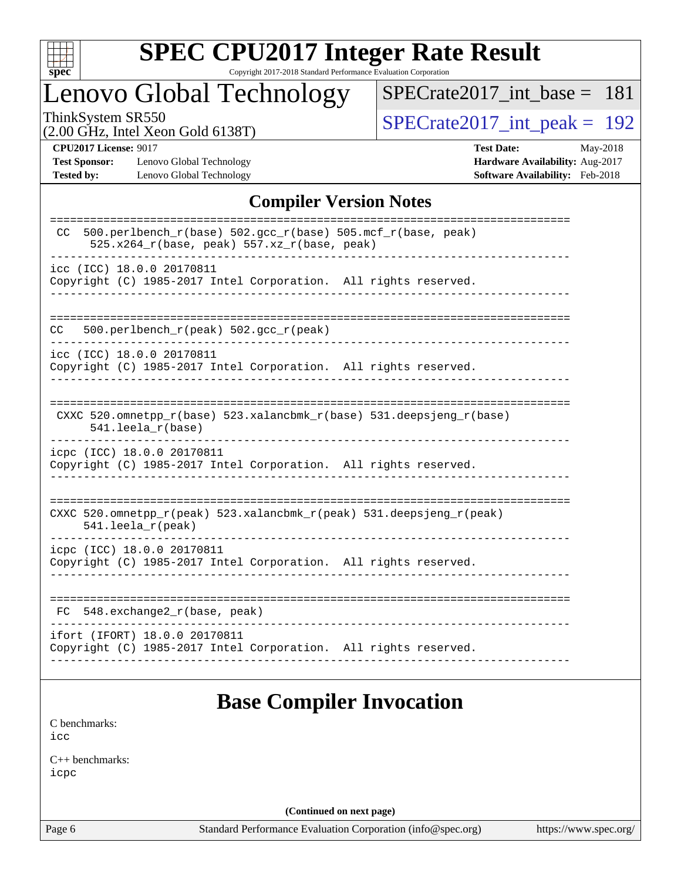## Compiler Version Notes

```
==============================================================================
 CC  500.perlbench_r(base) 502.gcc_r(base) 505.mcf_r(base, peak)
      525.x264_r(base, peak) 557.xz_r(base, peak)
------------------------------------------------------------------------------
icc (ICC) 18.0.0 20170811
Copyright (C) 1985-2017 Intel Corporation.  All rights reserved.
------------------------------------------------------------------------------

==============================================================================
CC   500.perlbench_r(peak) 502.gcc_r(peak)
------------------------------------------------------------------------------
icc (ICC) 18.0.0 20170811
Copyright (C) 1985-2017 Intel Corporation.  All rights reserved.
------------------------------------------------------------------------------

==============================================================================
 CXXC 520.omnetpp_r(base) 523.xalancbmk_r(base) 531.deepsjeng_r(base)
      541.leela_r(base)
------------------------------------------------------------------------------
icpc (ICC) 18.0.0 20170811
Copyright (C) 1985-2017 Intel Corporation.  All rights reserved.
------------------------------------------------------------------------------

==============================================================================
CXXC 520.omnetpp_r(peak) 523.xalancbmk_r(peak) 531.deepsjeng_r(peak)
     541.leela_r(peak)
------------------------------------------------------------------------------
icpc (ICC) 18.0.0 20170811
Copyright (C) 1985-2017 Intel Corporation.  All rights reserved.
------------------------------------------------------------------------------

==============================================================================
 FC  548.exchange2_r(base, peak)
------------------------------------------------------------------------------
ifort (IFORT) 18.0.0 20170811
Copyright (C) 1985-2017 Intel Corporation.  All rights reserved.
------------------------------------------------------------------------------
```

## Base Compiler Invocation

C benchmarks:
icc

C++ benchmarks:
icpc

**(Continued on next page)**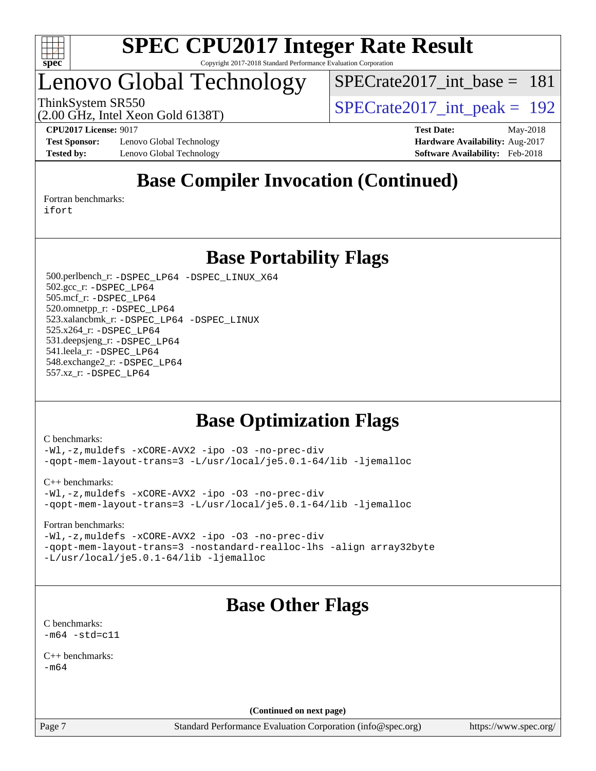# Base Compiler Invocation (Continued)

Fortran benchmarks:
ifort

# Base Portability Flags

500.perlbench_r: -DSPEC_LP64 -DSPEC_LINUX_X64
502.gcc_r: -DSPEC_LP64
505.mcf_r: -DSPEC_LP64
520.omnetpp_r: -DSPEC_LP64
523.xalancbmk_r: -DSPEC_LP64 -DSPEC_LINUX
525.x264_r: -DSPEC_LP64
531.deepsjeng_r: -DSPEC_LP64
541.leela_r: -DSPEC_LP64
548.exchange2_r: -DSPEC_LP64
557.xz_r: -DSPEC_LP64

# Base Optimization Flags

C benchmarks:
-Wl,-z,muldefs -xCORE-AVX2 -ipo -O3 -no-prec-div
-qopt-mem-layout-trans=3 -L/usr/local/je5.0.1-64/lib -ljemalloc

C++ benchmarks:
-Wl,-z,muldefs -xCORE-AVX2 -ipo -O3 -no-prec-div
-qopt-mem-layout-trans=3 -L/usr/local/je5.0.1-64/lib -ljemalloc

Fortran benchmarks:
-Wl,-z,muldefs -xCORE-AVX2 -ipo -O3 -no-prec-div
-qopt-mem-layout-trans=3 -nostandard-realloc-lhs -align array32byte
-L/usr/local/je5.0.1-64/lib -ljemalloc

# Base Other Flags

C benchmarks:
-m64 -std=c11

C++ benchmarks:
-m64

**(Continued on next page)**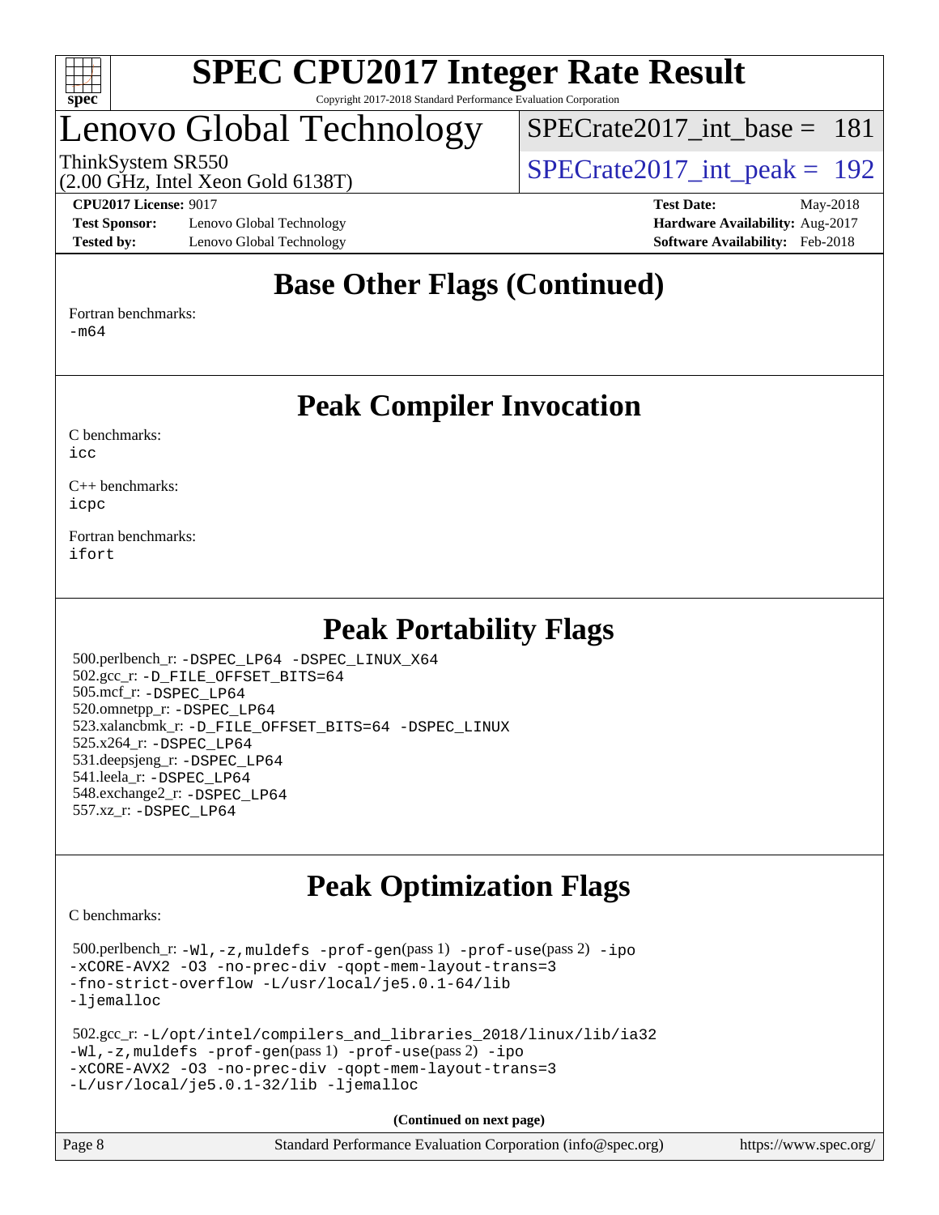# SPEC CPU2017 Integer Rate Result

Copyright 2017-2018 Standard Performance Evaluation Corporation

# Lenovo Global Technology

ThinkSystem SR550
(2.00 GHz, Intel Xeon Gold 6138T)

SPECrate2017_int_base = 181

SPECrate2017_int_peak = 192

**CPU2017 License:** 9017
**Test Sponsor:** Lenovo Global Technology
**Tested by:** Lenovo Global Technology

**Test Date:** May-2018
**Hardware Availability:** Aug-2017
**Software Availability:** Feb-2018

## Base Other Flags (Continued)

Fortran benchmarks:
-m64

## Peak Compiler Invocation

C benchmarks:
icc

C++ benchmarks:
icpc

Fortran benchmarks:
ifort

## Peak Portability Flags

500.perlbench_r: -DSPEC_LP64 -DSPEC_LINUX_X64
502.gcc_r: -D_FILE_OFFSET_BITS=64
505.mcf_r: -DSPEC_LP64
520.omnetpp_r: -DSPEC_LP64
523.xalancbmk_r: -D_FILE_OFFSET_BITS=64 -DSPEC_LINUX
525.x264_r: -DSPEC_LP64
531.deepsjeng_r: -DSPEC_LP64
541.leela_r: -DSPEC_LP64
548.exchange2_r: -DSPEC_LP64
557.xz_r: -DSPEC_LP64

## Peak Optimization Flags

C benchmarks:

500.perlbench_r: -Wl,-z,muldefs -prof-gen(pass 1) -prof-use(pass 2) -ipo
-xCORE-AVX2 -O3 -no-prec-div -qopt-mem-layout-trans=3
-fno-strict-overflow -L/usr/local/je5.0.1-64/lib
-ljemalloc

502.gcc_r: -L/opt/intel/compilers_and_libraries_2018/linux/lib/ia32
-Wl,-z,muldefs -prof-gen(pass 1) -prof-use(pass 2) -ipo
-xCORE-AVX2 -O3 -no-prec-div -qopt-mem-layout-trans=3
-L/usr/local/je5.0.1-32/lib -ljemalloc

**(Continued on next page)**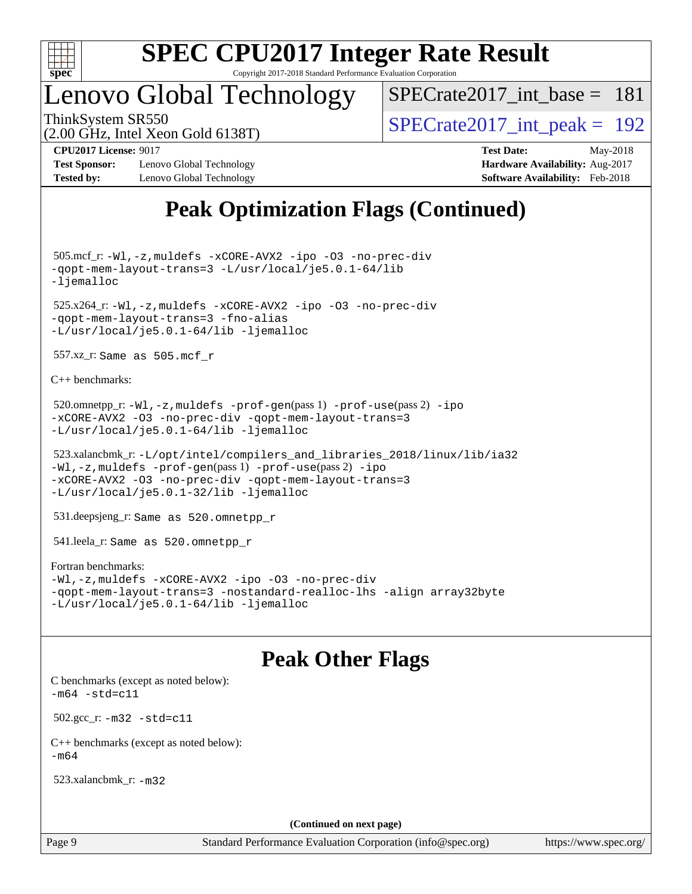# Peak Optimization Flags (Continued)

505.mcf_r: `-Wl,-z,muldefs -xCORE-AVX2 -ipo -O3 -no-prec-div -qopt-mem-layout-trans=3 -L/usr/local/je5.0.1-64/lib -ljemalloc`

525.x264_r: `-Wl,-z,muldefs -xCORE-AVX2 -ipo -O3 -no-prec-div -qopt-mem-layout-trans=3 -fno-alias -L/usr/local/je5.0.1-64/lib -ljemalloc`

557.xz_r: `Same as 505.mcf_r`

C++ benchmarks:

520.omnetpp_r: `-Wl,-z,muldefs -prof-gen`(pass 1) `-prof-use`(pass 2) `-ipo -xCORE-AVX2 -O3 -no-prec-div -qopt-mem-layout-trans=3 -L/usr/local/je5.0.1-64/lib -ljemalloc`

523.xalancbmk_r: `-L/opt/intel/compilers_and_libraries_2018/linux/lib/ia32 -Wl,-z,muldefs -prof-gen`(pass 1) `-prof-use`(pass 2) `-ipo -xCORE-AVX2 -O3 -no-prec-div -qopt-mem-layout-trans=3 -L/usr/local/je5.0.1-32/lib -ljemalloc`

531.deepsjeng_r: `Same as 520.omnetpp_r`

541.leela_r: `Same as 520.omnetpp_r`

Fortran benchmarks:
`-Wl,-z,muldefs -xCORE-AVX2 -ipo -O3 -no-prec-div -qopt-mem-layout-trans=3 -nostandard-realloc-lhs -align array32byte -L/usr/local/je5.0.1-64/lib -ljemalloc`

# Peak Other Flags

C benchmarks (except as noted below):
`-m64 -std=c11`

502.gcc_r: `-m32 -std=c11`

C++ benchmarks (except as noted below):
`-m64`

523.xalancbmk_r: `-m32`

**(Continued on next page)**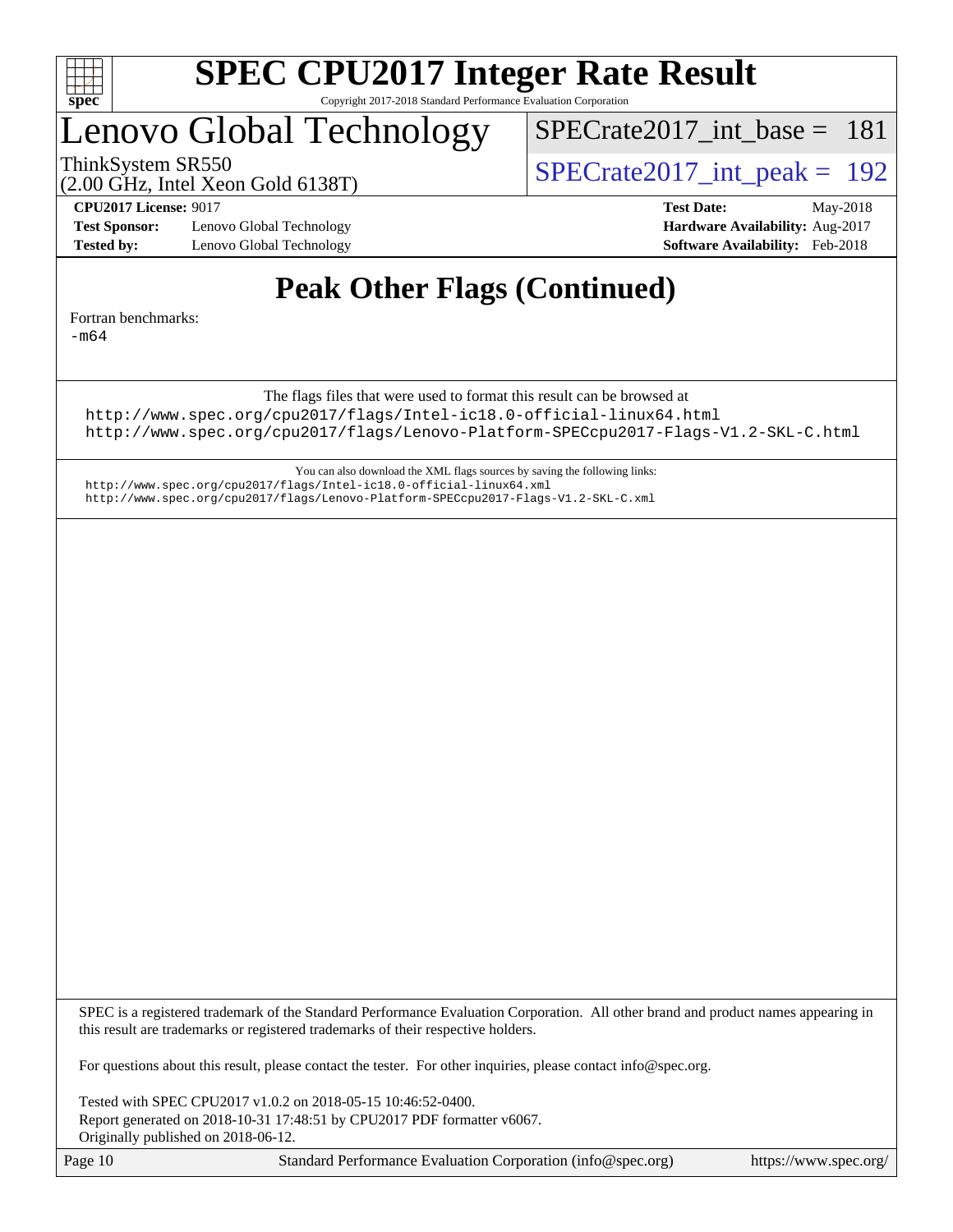# Peak Other Flags (Continued)

Fortran benchmarks:
-m64

The flags files that were used to format this result can be browsed at
http://www.spec.org/cpu2017/flags/Intel-ic18.0-official-linux64.html
http://www.spec.org/cpu2017/flags/Lenovo-Platform-SPECcpu2017-Flags-V1.2-SKL-C.html

You can also download the XML flags sources by saving the following links:
http://www.spec.org/cpu2017/flags/Intel-ic18.0-official-linux64.xml
http://www.spec.org/cpu2017/flags/Lenovo-Platform-SPECcpu2017-Flags-V1.2-SKL-C.xml

SPEC is a registered trademark of the Standard Performance Evaluation Corporation. All other brand and product names appearing in this result are trademarks or registered trademarks of their respective holders.

For questions about this result, please contact the tester. For other inquiries, please contact info@spec.org.

Tested with SPEC CPU2017 v1.0.2 on 2018-05-15 10:46:52-0400.
Report generated on 2018-10-31 17:48:51 by CPU2017 PDF formatter v6067.
Originally published on 2018-06-12.